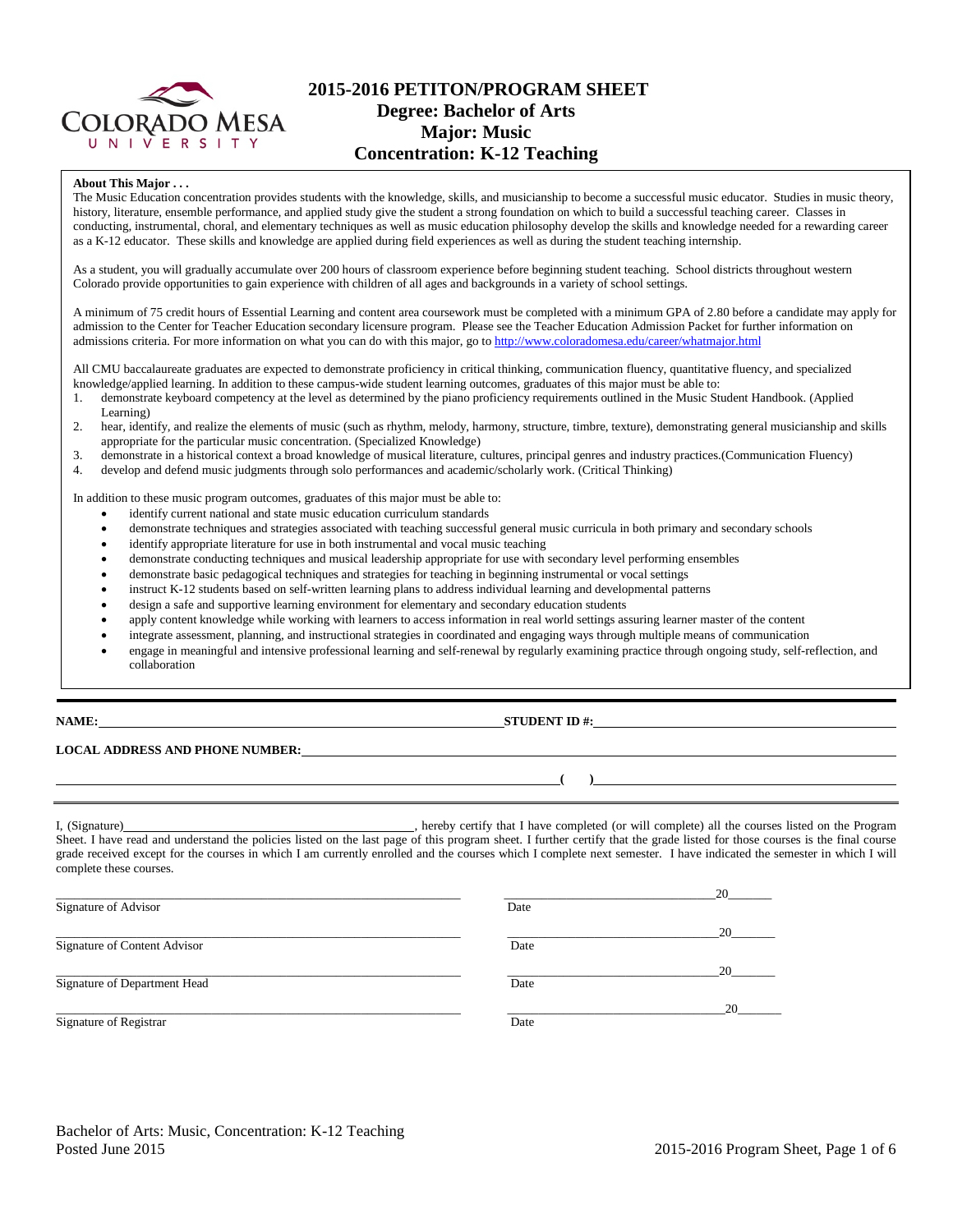# 2015-2016 PETITON/PROGRAM SHEET
## Degree: Bachelor of Arts
## Major: Music
## Concentration: K-12 Teaching

**About This Major . . .**

The Music Education concentration provides students with the knowledge, skills, and musicianship to become a successful music educator. Studies in music theory, history, literature, ensemble performance, and applied study give the student a strong foundation on which to build a successful teaching career. Classes in conducting, instrumental, choral, and elementary techniques as well as music education philosophy develop the skills and knowledge needed for a rewarding career as a K-12 educator. These skills and knowledge are applied during field experiences as well as during the student teaching internship.

As a student, you will gradually accumulate over 200 hours of classroom experience before beginning student teaching. School districts throughout western Colorado provide opportunities to gain experience with children of all ages and backgrounds in a variety of school settings.

A minimum of 75 credit hours of Essential Learning and content area coursework must be completed with a minimum GPA of 2.80 before a candidate may apply for admission to the Center for Teacher Education secondary licensure program. Please see the Teacher Education Admission Packet for further information on admissions criteria. For more information on what you can do with this major, go to http://www.coloradomesa.edu/career/whatmajor.html

All CMU baccalaureate graduates are expected to demonstrate proficiency in critical thinking, communication fluency, quantitative fluency, and specialized knowledge/applied learning. In addition to these campus-wide student learning outcomes, graduates of this major must be able to:

1. demonstrate keyboard competency at the level as determined by the piano proficiency requirements outlined in the Music Student Handbook. (Applied Learning)
2. hear, identify, and realize the elements of music (such as rhythm, melody, harmony, structure, timbre, texture), demonstrating general musicianship and skills appropriate for the particular music concentration. (Specialized Knowledge)
3. demonstrate in a historical context a broad knowledge of musical literature, cultures, principal genres and industry practices.(Communication Fluency)
4. develop and defend music judgments through solo performances and academic/scholarly work. (Critical Thinking)

In addition to these music program outcomes, graduates of this major must be able to:

- identify current national and state music education curriculum standards
- demonstrate techniques and strategies associated with teaching successful general music curricula in both primary and secondary schools
- identify appropriate literature for use in both instrumental and vocal music teaching
- demonstrate conducting techniques and musical leadership appropriate for use with secondary level performing ensembles
- demonstrate basic pedagogical techniques and strategies for teaching in beginning instrumental or vocal settings
- instruct K-12 students based on self-written learning plans to address individual learning and developmental patterns
- design a safe and supportive learning environment for elementary and secondary education students
- apply content knowledge while working with learners to access information in real world settings assuring learner master of the content
- integrate assessment, planning, and instructional strategies in coordinated and engaging ways through multiple means of communication
- engage in meaningful and intensive professional learning and self-renewal by regularly examining practice through ongoing study, self-reflection, and collaboration

---

**NAME:** ____________________ **STUDENT ID #:** ____________________

**LOCAL ADDRESS AND PHONE NUMBER:** ____________________

____________________ **( )** ____________________

---

I, (Signature)____________________, hereby certify that I have completed (or will complete) all the courses listed on the Program Sheet. I have read and understand the policies listed on the last page of this program sheet. I further certify that the grade listed for those courses is the final course grade received except for the courses in which I am currently enrolled and the courses which I complete next semester. I have indicated the semester in which I will complete these courses.

| | |
|---|---|
| ____________________ Signature of Advisor | ____________________ 20_____ Date |
| ____________________ Signature of Content Advisor | ____________________ 20_____ Date |
| ____________________ Signature of Department Head | ____________________ 20_____ Date |
| ____________________ Signature of Registrar | ____________________ 20_____ Date |

Bachelor of Arts: Music, Concentration: K-12 Teaching
Posted June 2015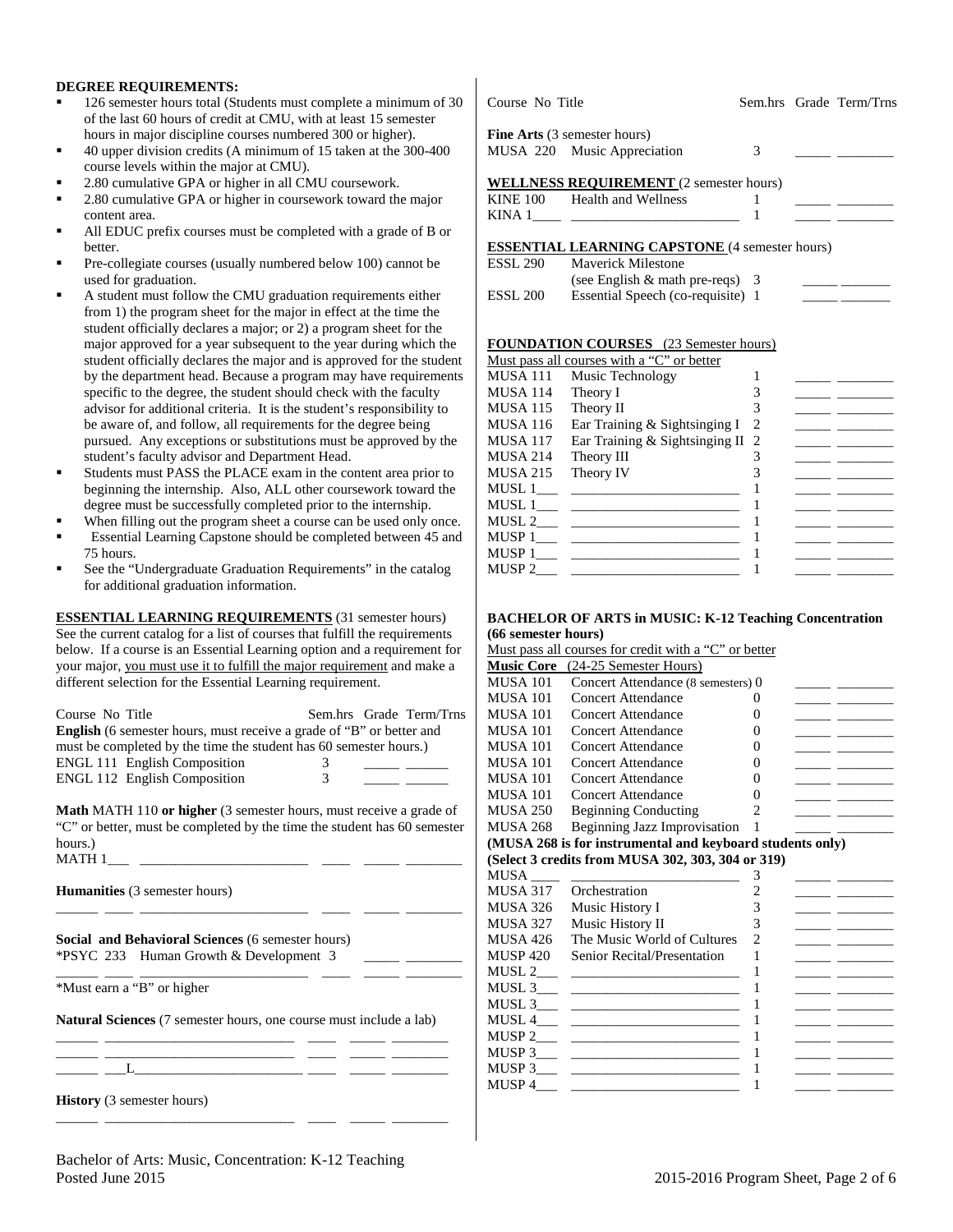## DEGREE REQUIREMENTS:

- 126 semester hours total (Students must complete a minimum of 30 of the last 60 hours of credit at CMU, with at least 15 semester hours in major discipline courses numbered 300 or higher).
- 40 upper division credits (A minimum of 15 taken at the 300-400 course levels within the major at CMU).
- 2.80 cumulative GPA or higher in all CMU coursework.
- 2.80 cumulative GPA or higher in coursework toward the major content area.
- All EDUC prefix courses must be completed with a grade of B or better.
- Pre-collegiate courses (usually numbered below 100) cannot be used for graduation.
- A student must follow the CMU graduation requirements either from 1) the program sheet for the major in effect at the time the student officially declares a major; or 2) a program sheet for the major approved for a year subsequent to the year during which the student officially declares the major and is approved for the student by the department head. Because a program may have requirements specific to the degree, the student should check with the faculty advisor for additional criteria. It is the student's responsibility to be aware of, and follow, all requirements for the degree being pursued. Any exceptions or substitutions must be approved by the student's faculty advisor and Department Head.
- Students must PASS the PLACE exam in the content area prior to beginning the internship. Also, ALL other coursework toward the degree must be successfully completed prior to the internship.
- When filling out the program sheet a course can be used only once.
- Essential Learning Capstone should be completed between 45 and 75 hours.
- See the "Undergraduate Graduation Requirements" in the catalog for additional graduation information.

## ESSENTIAL LEARNING REQUIREMENTS (31 semester hours)

See the current catalog for a list of courses that fulfill the requirements below. If a course is an Essential Learning option and a requirement for your major, you must use it to fulfill the major requirement and make a different selection for the Essential Learning requirement.

| Course No | Title | Sem.hrs | Grade | Term/Trns |
|---|---|---|---|---|
| **English** (6 semester hours, must receive a grade of "B" or better and must be completed by the time the student has 60 semester hours.) | | | | |
| ENGL 111 | English Composition | 3 | | |
| ENGL 112 | English Composition | 3 | | |
| **Math** MATH 110 **or higher** (3 semester hours, must receive a grade of "C" or better, must be completed by the time the student has 60 semester hours.) | | | | |
| MATH 1___ | | | | |
| **Humanities** (3 semester hours) | | | | |
| | | | | |
| **Social and Behavioral Sciences** (6 semester hours) | | | | |
| *PSYC 233 | Human Growth & Development | 3 | | |
| | | | | |
| *Must earn a "B" or higher | | | | |
| **Natural Sciences** (7 semester hours, one course must include a lab) | | | | |
| | | | | |
| | | | | |
| ___L | | | | |
| **History** (3 semester hours) | | | | |
| | | | | |

| Course No | Title | Sem.hrs | Grade | Term/Trns |
|---|---|---|---|---|
| **Fine Arts** (3 semester hours) | | | | |
| MUSA 220 | Music Appreciation | 3 | | |
| **WELLNESS REQUIREMENT** (2 semester hours) | | | | |
| KINE 100 | Health and Wellness | 1 | | |
| KINA 1____ | | 1 | | |
| **ESSENTIAL LEARNING CAPSTONE** (4 semester hours) | | | | |
| ESSL 290 | Maverick Milestone (see English & math pre-reqs) | 3 | | |
| ESSL 200 | Essential Speech (co-requisite) | 1 | | |

## FOUNDATION COURSES (23 Semester hours)

Must pass all courses with a "C" or better

| Course No | Title | Sem.hrs | Grade | Term/Trns |
|---|---|---|---|---|
| MUSA 111 | Music Technology | 1 | | |
| MUSA 114 | Theory I | 3 | | |
| MUSA 115 | Theory II | 3 | | |
| MUSA 116 | Ear Training & Sightsinging I | 2 | | |
| MUSA 117 | Ear Training & Sightsinging II | 2 | | |
| MUSA 214 | Theory III | 3 | | |
| MUSA 215 | Theory IV | 3 | | |
| MUSL 1___ | | 1 | | |
| MUSL 1___ | | 1 | | |
| MUSL 2___ | | 1 | | |
| MUSP 1___ | | 1 | | |
| MUSP 1___ | | 1 | | |
| MUSP 2___ | | 1 | | |

## BACHELOR OF ARTS in MUSIC: K-12 Teaching Concentration (66 semester hours)

Must pass all courses for credit with a "C" or better

| Course No | Title | Sem.hrs | Grade | Term/Trns |
|---|---|---|---|---|
| **Music Core** (24-25 Semester Hours) | | | | |
| MUSA 101 | Concert Attendance (8 semesters) | 0 | | |
| MUSA 101 | Concert Attendance | 0 | | |
| MUSA 101 | Concert Attendance | 0 | | |
| MUSA 101 | Concert Attendance | 0 | | |
| MUSA 101 | Concert Attendance | 0 | | |
| MUSA 101 | Concert Attendance | 0 | | |
| MUSA 101 | Concert Attendance | 0 | | |
| MUSA 101 | Concert Attendance | 0 | | |
| MUSA 250 | Beginning Conducting | 2 | | |
| MUSA 268 | Beginning Jazz Improvisation | 1 | | |
| **(MUSA 268 is for instrumental and keyboard students only)** | | | | |
| **(Select 3 credits from MUSA 302, 303, 304 or 319)** | | | | |
| MUSA ____ | | 3 | | |
| MUSA 317 | Orchestration | 2 | | |
| MUSA 326 | Music History I | 3 | | |
| MUSA 327 | Music History II | 3 | | |
| MUSA 426 | The Music World of Cultures | 2 | | |
| MUSP 420 | Senior Recital/Presentation | 1 | | |
| MUSL 2___ | | 1 | | |
| MUSL 3___ | | 1 | | |
| MUSL 3___ | | 1 | | |
| MUSL 4___ | | 1 | | |
| MUSP 2___ | | 1 | | |
| MUSP 3___ | | 1 | | |
| MUSP 3___ | | 1 | | |
| MUSP 4___ | | 1 | | |

Bachelor of Arts: Music, Concentration: K-12 Teaching
Posted June 2015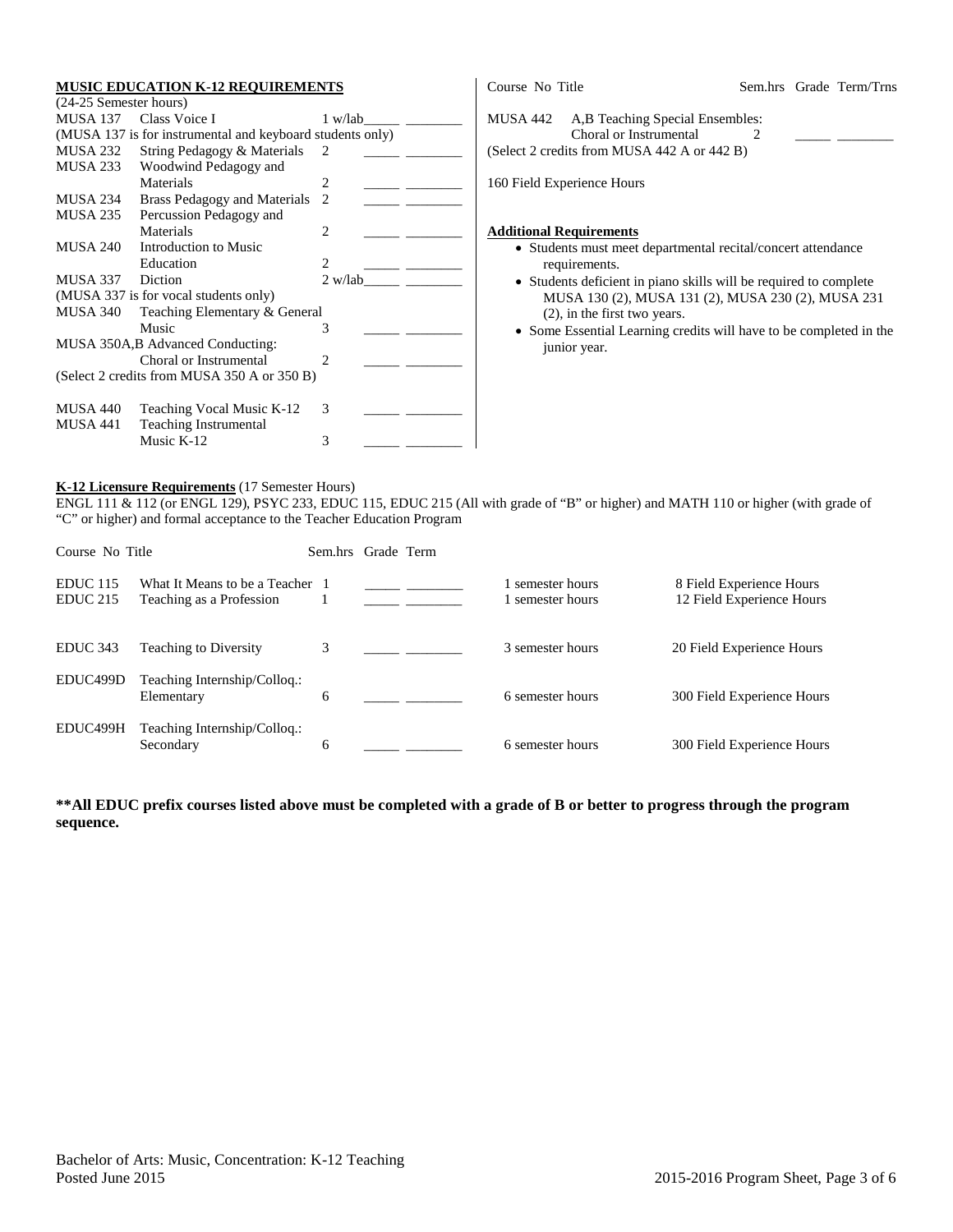**MUSIC EDUCATION K-12 REQUIREMENTS**
(24-25 Semester hours)

| Course No | Title | Sem.hrs | Grade | Term/Trns |
|---|---|---|---|---|
| MUSA 137 | Class Voice I | 1 w/lab | _____ | ________ |
| (MUSA 137 is for instrumental and keyboard students only) | | | | |
| MUSA 232 | String Pedagogy & Materials | 2 | _____ | ________ |
| MUSA 233 | Woodwind Pedagogy and Materials | 2 | _____ | ________ |
| MUSA 234 | Brass Pedagogy and Materials | 2 | _____ | ________ |
| MUSA 235 | Percussion Pedagogy and Materials | 2 | _____ | ________ |
| MUSA 240 | Introduction to Music Education | 2 | _____ | ________ |
| MUSA 337 | Diction | 2 w/lab | _____ | ________ |
| (MUSA 337 is for vocal students only) | | | | |
| MUSA 340 | Teaching Elementary & General Music | 3 | _____ | ________ |
| MUSA 350A,B | Advanced Conducting: Choral or Instrumental | 2 | _____ | ________ |
| (Select 2 credits from MUSA 350 A or 350 B) | | | | |
| MUSA 440 | Teaching Vocal Music K-12 | 3 | _____ | ________ |
| MUSA 441 | Teaching Instrumental Music K-12 | 3 | _____ | ________ |
| MUSA 442 | A,B Teaching Special Ensembles: Choral or Instrumental | 2 | _____ | ________ |
| (Select 2 credits from MUSA 442 A or 442 B) | | | | |

160 Field Experience Hours

**Additional Requirements**

- Students must meet departmental recital/concert attendance requirements.
- Students deficient in piano skills will be required to complete MUSA 130 (2), MUSA 131 (2), MUSA 230 (2), MUSA 231 (2), in the first two years.
- Some Essential Learning credits will have to be completed in the junior year.

**K-12 Licensure Requirements** (17 Semester Hours)
ENGL 111 & 112 (or ENGL 129), PSYC 233, EDUC 115, EDUC 215 (All with grade of "B" or higher) and MATH 110 or higher (with grade of "C" or higher) and formal acceptance to the Teacher Education Program

| Course No | Title | Sem.hrs | Grade | Term | | |
|---|---|---|---|---|---|---|
| EDUC 115 | What It Means to be a Teacher | 1 | _____ | ________ | 1 semester hours | 8 Field Experience Hours |
| EDUC 215 | Teaching as a Profession | 1 | _____ | ________ | 1 semester hours | 12 Field Experience Hours |
| EDUC 343 | Teaching to Diversity | 3 | _____ | ________ | 3 semester hours | 20 Field Experience Hours |
| EDUC499D | Teaching Internship/Colloq.: Elementary | 6 | _____ | ________ | 6 semester hours | 300 Field Experience Hours |
| EDUC499H | Teaching Internship/Colloq.: Secondary | 6 | _____ | ________ | 6 semester hours | 300 Field Experience Hours |

**\*\*All EDUC prefix courses listed above must be completed with a grade of B or better to progress through the program sequence.**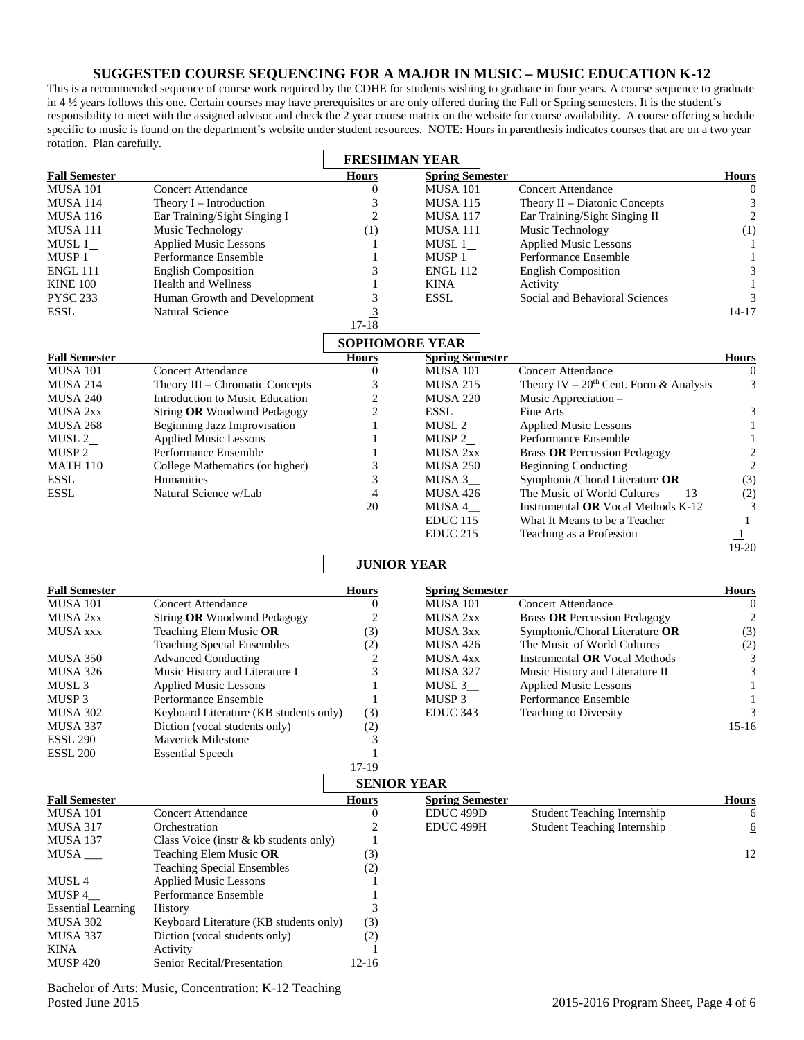# SUGGESTED COURSE SEQUENCING FOR A MAJOR IN MUSIC – MUSIC EDUCATION K-12

This is a recommended sequence of course work required by the CDHE for students wishing to graduate in four years. A course sequence to graduate in 4 ½ years follows this one. Certain courses may have prerequisites or are only offered during the Fall or Spring semesters. It is the student's responsibility to meet with the assigned advisor and check the 2 year course matrix on the website for course availability. A course offering schedule specific to music is found on the department's website under student resources. NOTE: Hours in parenthesis indicates courses that are on a two year rotation. Plan carefully.

## FRESHMAN YEAR

| Fall Semester | | Hours | Spring Semester | | Hours |
|---|---|---|---|---|---|
| MUSA 101 | Concert Attendance | 0 | MUSA 101 | Concert Attendance | 0 |
| MUSA 114 | Theory I – Introduction | 3 | MUSA 115 | Theory II – Diatonic Concepts | 3 |
| MUSA 116 | Ear Training/Sight Singing I | 2 | MUSA 117 | Ear Training/Sight Singing II | 2 |
| MUSA 111 | Music Technology | (1) | MUSA 111 | Music Technology | (1) |
| MUSL 1__ | Applied Music Lessons | 1 | MUSL 1__ | Applied Music Lessons | 1 |
| MUSP 1 | Performance Ensemble | 1 | MUSP 1 | Performance Ensemble | 1 |
| ENGL 111 | English Composition | 3 | ENGL 112 | English Composition | 3 |
| KINE 100 | Health and Wellness | 1 | KINA | Activity | 1 |
| PYSC 233 | Human Growth and Development | 3 | ESSL | Social and Behavioral Sciences | 3 |
| ESSL | Natural Science | 3 | | | 14-17 |
| | | 17-18 | | | |

## SOPHOMORE YEAR

| Fall Semester | | Hours | Spring Semester | | Hours |
|---|---|---|---|---|---|
| MUSA 101 | Concert Attendance | 0 | MUSA 101 | Concert Attendance | 0 |
| MUSA 214 | Theory III – Chromatic Concepts | 3 | MUSA 215 | Theory IV – 20th Cent. Form & Analysis | 3 |
| MUSA 240 | Introduction to Music Education | 2 | MUSA 220 | Music Appreciation – | |
| MUSA 2xx | String **OR** Woodwind Pedagogy | 2 | ESSL | Fine Arts | 3 |
| MUSA 268 | Beginning Jazz Improvisation | 1 | MUSL 2__ | Applied Music Lessons | 1 |
| MUSL 2__ | Applied Music Lessons | 1 | MUSP 2__ | Performance Ensemble | 1 |
| MUSP 2__ | Performance Ensemble | 1 | MUSA 2xx | Brass **OR** Percussion Pedagogy | 2 |
| MATH 110 | College Mathematics (or higher) | 3 | MUSA 250 | Beginning Conducting | 2 |
| ESSL | Humanities | 3 | MUSA 3__ | Symphonic/Choral Literature **OR** | (3) |
| ESSL | Natural Science w/Lab | 4 | MUSA 426 | The Music of World Cultures 13 | (2) |
| | | 20 | MUSA 4__ | Instrumental **OR** Vocal Methods K-12 | 3 |
| | | | EDUC 115 | What It Means to be a Teacher | 1 |
| | | | EDUC 215 | Teaching as a Profession | 1 |
| | | | | | 19-20 |

## JUNIOR YEAR

| Fall Semester | | Hours | Spring Semester | | Hours |
|---|---|---|---|---|---|
| MUSA 101 | Concert Attendance | 0 | MUSA 101 | Concert Attendance | 0 |
| MUSA 2xx | String **OR** Woodwind Pedagogy | 2 | MUSA 2xx | Brass **OR** Percussion Pedagogy | 2 |
| MUSA xxx | Teaching Elem Music **OR** | (3) | MUSA 3xx | Symphonic/Choral Literature **OR** | (3) |
| | Teaching Special Ensembles | (2) | MUSA 426 | The Music of World Cultures | (2) |
| MUSA 350 | Advanced Conducting | 2 | MUSA 4xx | Instrumental **OR** Vocal Methods | 3 |
| MUSA 326 | Music History and Literature I | 3 | MUSA 327 | Music History and Literature II | 3 |
| MUSL 3__ | Applied Music Lessons | 1 | MUSL 3__ | Applied Music Lessons | 1 |
| MUSP 3 | Performance Ensemble | 1 | MUSP 3 | Performance Ensemble | 1 |
| MUSA 302 | Keyboard Literature (KB students only) | (3) | EDUC 343 | Teaching to Diversity | 3 |
| MUSA 337 | Diction (vocal students only) | (2) | | | 15-16 |
| ESSL 290 | Maverick Milestone | 3 | | | |
| ESSL 200 | Essential Speech | 1 | | | |
| | | 17-19 | | | |

## SENIOR YEAR

| Fall Semester | | Hours | Spring Semester | | Hours |
|---|---|---|---|---|---|
| MUSA 101 | Concert Attendance | 0 | EDUC 499D | Student Teaching Internship | 6 |
| MUSA 317 | Orchestration | 2 | EDUC 499H | Student Teaching Internship | 6 |
| MUSA 137 | Class Voice (instr & kb students only) | 1 | | | |
| MUSA ___ | Teaching Elem Music **OR** | (3) | | | 12 |
| | Teaching Special Ensembles | (2) | | | |
| MUSL 4__ | Applied Music Lessons | 1 | | | |
| MUSP 4__ | Performance Ensemble | 1 | | | |
| Essential Learning | History | 3 | | | |
| MUSA 302 | Keyboard Literature (KB students only) | (3) | | | |
| MUSA 337 | Diction (vocal students only) | (2) | | | |
| KINA | Activity | 1 | | | |
| MUSP 420 | Senior Recital/Presentation | 12-16 | | | |

Bachelor of Arts: Music, Concentration: K-12 Teaching
Posted June 2015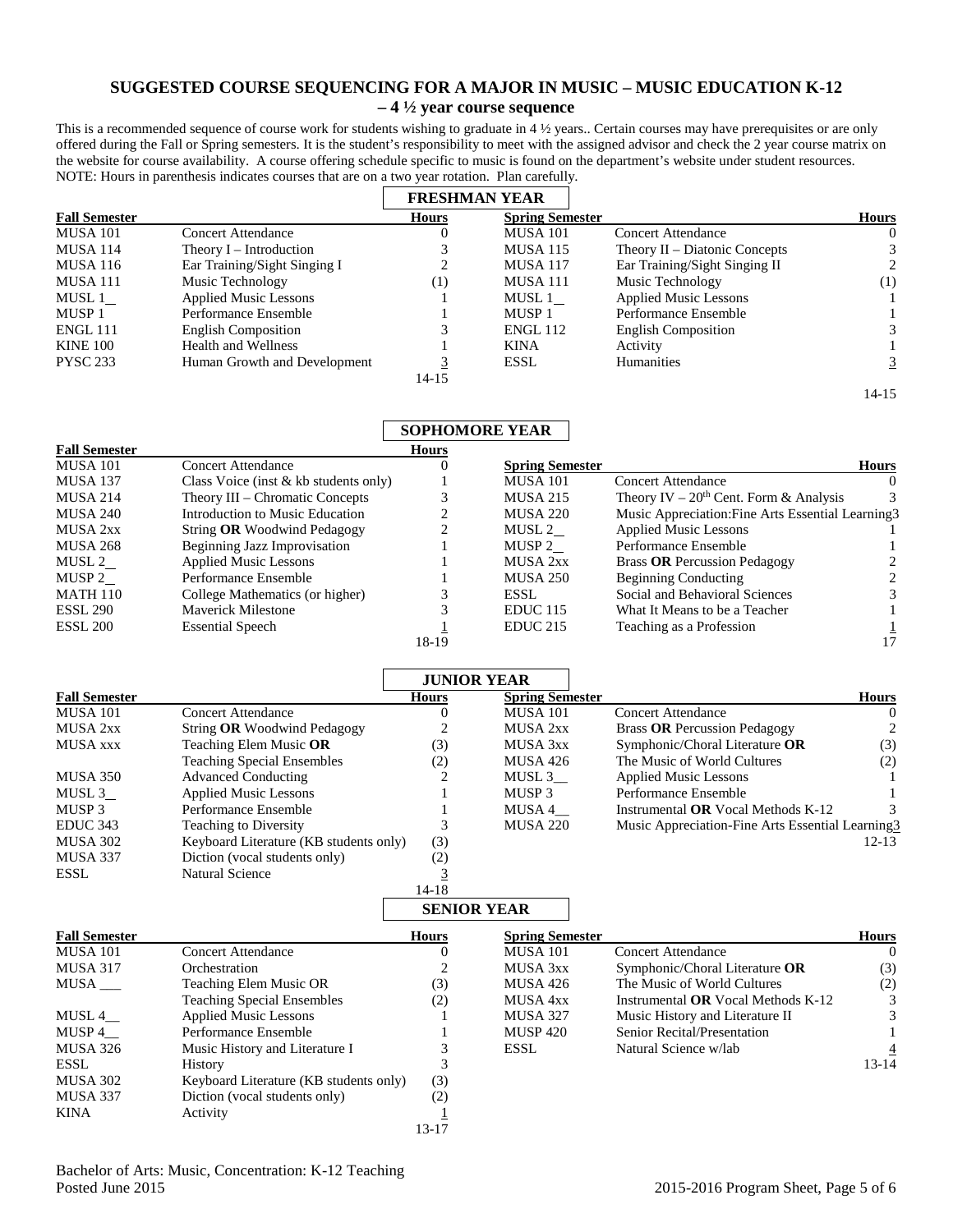## SUGGESTED COURSE SEQUENCING FOR A MAJOR IN MUSIC – MUSIC EDUCATION K-12 – 4 ½ year course sequence

This is a recommended sequence of course work for students wishing to graduate in 4 ½ years.. Certain courses may have prerequisites or are only offered during the Fall or Spring semesters. It is the student's responsibility to meet with the assigned advisor and check the 2 year course matrix on the website for course availability. A course offering schedule specific to music is found on the department's website under student resources. NOTE: Hours in parenthesis indicates courses that are on a two year rotation. Plan carefully.

### FRESHMAN YEAR

| Fall Semester | | Hours | Spring Semester | | Hours |
|---|---|---|---|---|---|
| MUSA 101 | Concert Attendance | 0 | MUSA 101 | Concert Attendance | 0 |
| MUSA 114 | Theory I – Introduction | 3 | MUSA 115 | Theory II – Diatonic Concepts | 3 |
| MUSA 116 | Ear Training/Sight Singing I | 2 | MUSA 117 | Ear Training/Sight Singing II | 2 |
| MUSA 111 | Music Technology | (1) | MUSA 111 | Music Technology | (1) |
| MUSL 1__ | Applied Music Lessons | 1 | MUSL 1__ | Applied Music Lessons | 1 |
| MUSP 1 | Performance Ensemble | 1 | MUSP 1 | Performance Ensemble | 1 |
| ENGL 111 | English Composition | 3 | ENGL 112 | English Composition | 3 |
| KINE 100 | Health and Wellness | 1 | KINA | Activity | 1 |
| PYSC 233 | Human Growth and Development | 3 | ESSL | Humanities | 3 |
| | | 14-15 | | | 14-15 |

### SOPHOMORE YEAR

| Fall Semester | | Hours | Spring Semester | | Hours |
|---|---|---|---|---|---|
| MUSA 101 | Concert Attendance | 0 | MUSA 101 | Concert Attendance | 0 |
| MUSA 137 | Class Voice (inst & kb students only) | 1 | MUSA 215 | Theory IV – $20^{th}$ Cent. Form & Analysis | 3 |
| MUSA 214 | Theory III – Chromatic Concepts | 3 | MUSA 220 | Music Appreciation:Fine Arts Essential Learning | 3 |
| MUSA 240 | Introduction to Music Education | 2 | MUSL 2__ | Applied Music Lessons | 1 |
| MUSA 2xx | String **OR** Woodwind Pedagogy | 2 | MUSP 2__ | Performance Ensemble | 1 |
| MUSA 268 | Beginning Jazz Improvisation | 1 | MUSA 2xx | Brass **OR** Percussion Pedagogy | 2 |
| MUSL 2__ | Applied Music Lessons | 1 | MUSA 250 | Beginning Conducting | 2 |
| MUSP 2__ | Performance Ensemble | 1 | ESSL | Social and Behavioral Sciences | 3 |
| MATH 110 | College Mathematics (or higher) | 3 | EDUC 115 | What It Means to be a Teacher | 1 |
| ESSL 290 | Maverick Milestone | 3 | EDUC 215 | Teaching as a Profession | 1 |
| ESSL 200 | Essential Speech | 1 | | | 17 |
| | | 18-19 | | | |

### JUNIOR YEAR

| Fall Semester | | Hours | Spring Semester | | Hours |
|---|---|---|---|---|---|
| MUSA 101 | Concert Attendance | 0 | MUSA 101 | Concert Attendance | 0 |
| MUSA 2xx | String **OR** Woodwind Pedagogy | 2 | MUSA 2xx | Brass **OR** Percussion Pedagogy | 2 |
| MUSA xxx | Teaching Elem Music **OR** | (3) | MUSA 3xx | Symphonic/Choral Literature **OR** | (3) |
| | Teaching Special Ensembles | (2) | MUSA 426 | The Music of World Cultures | (2) |
| MUSA 350 | Advanced Conducting | 2 | MUSL 3__ | Applied Music Lessons | 1 |
| MUSL 3__ | Applied Music Lessons | 1 | MUSP 3 | Performance Ensemble | 1 |
| MUSP 3 | Performance Ensemble | 1 | MUSA 4__ | Instrumental **OR** Vocal Methods K-12 | 3 |
| EDUC 343 | Teaching to Diversity | 3 | MUSA 220 | Music Appreciation-Fine Arts Essential Learning | 3 |
| MUSA 302 | Keyboard Literature (KB students only) | (3) | | | 12-13 |
| MUSA 337 | Diction (vocal students only) | (2) | | | |
| ESSL | Natural Science | 3 | | | |
| | | 14-18 | | | |

### SENIOR YEAR

| Fall Semester | | Hours | Spring Semester | | Hours |
|---|---|---|---|---|---|
| MUSA 101 | Concert Attendance | 0 | MUSA 101 | Concert Attendance | 0 |
| MUSA 317 | Orchestration | 2 | MUSA 3xx | Symphonic/Choral Literature **OR** | (3) |
| MUSA ___ | Teaching Elem Music OR | (3) | MUSA 426 | The Music of World Cultures | (2) |
| | Teaching Special Ensembles | (2) | MUSA 4xx | Instrumental **OR** Vocal Methods K-12 | 3 |
| MUSL 4__ | Applied Music Lessons | 1 | MUSA 327 | Music History and Literature II | 3 |
| MUSP 4__ | Performance Ensemble | 1 | MUSP 420 | Senior Recital/Presentation | 1 |
| MUSA 326 | Music History and Literature I | 3 | ESSL | Natural Science w/lab | 4 |
| ESSL | History | 3 | | | 13-14 |
| MUSA 302 | Keyboard Literature (KB students only) | (3) | | | |
| MUSA 337 | Diction (vocal students only) | (2) | | | |
| KINA | Activity | 1 | | | |
| | | 13-17 | | | |

Bachelor of Arts: Music, Concentration: K-12 Teaching
Posted June 2015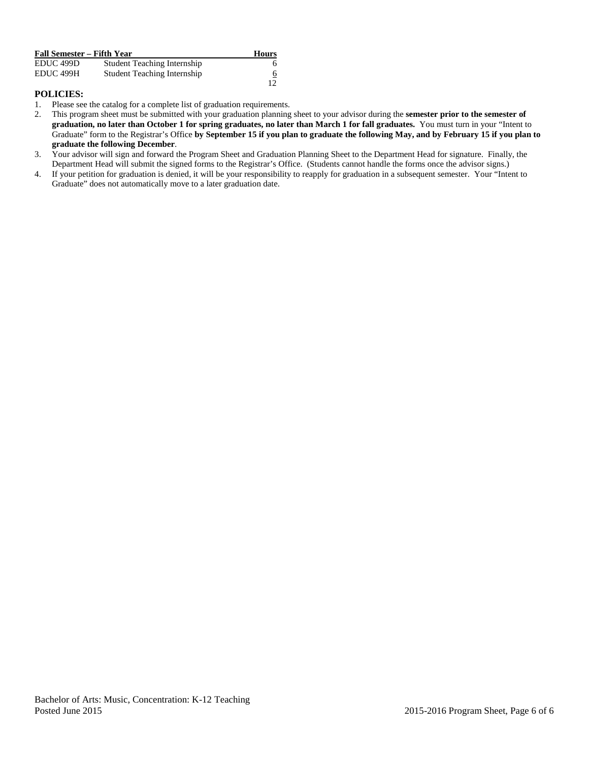| Fall Semester – Fifth Year | | Hours |
|---|---|---|
| EDUC 499D | Student Teaching Internship | 6 |
| EDUC 499H | Student Teaching Internship | 6 |
| | | 12 |

**POLICIES:**

1. Please see the catalog for a complete list of graduation requirements.
2. This program sheet must be submitted with your graduation planning sheet to your advisor during the **semester prior to the semester of graduation, no later than October 1 for spring graduates, no later than March 1 for fall graduates.** You must turn in your "Intent to Graduate" form to the Registrar's Office **by September 15 if you plan to graduate the following May, and by February 15 if you plan to graduate the following December**.
3. Your advisor will sign and forward the Program Sheet and Graduation Planning Sheet to the Department Head for signature. Finally, the Department Head will submit the signed forms to the Registrar's Office. (Students cannot handle the forms once the advisor signs.)
4. If your petition for graduation is denied, it will be your responsibility to reapply for graduation in a subsequent semester. Your "Intent to Graduate" does not automatically move to a later graduation date.